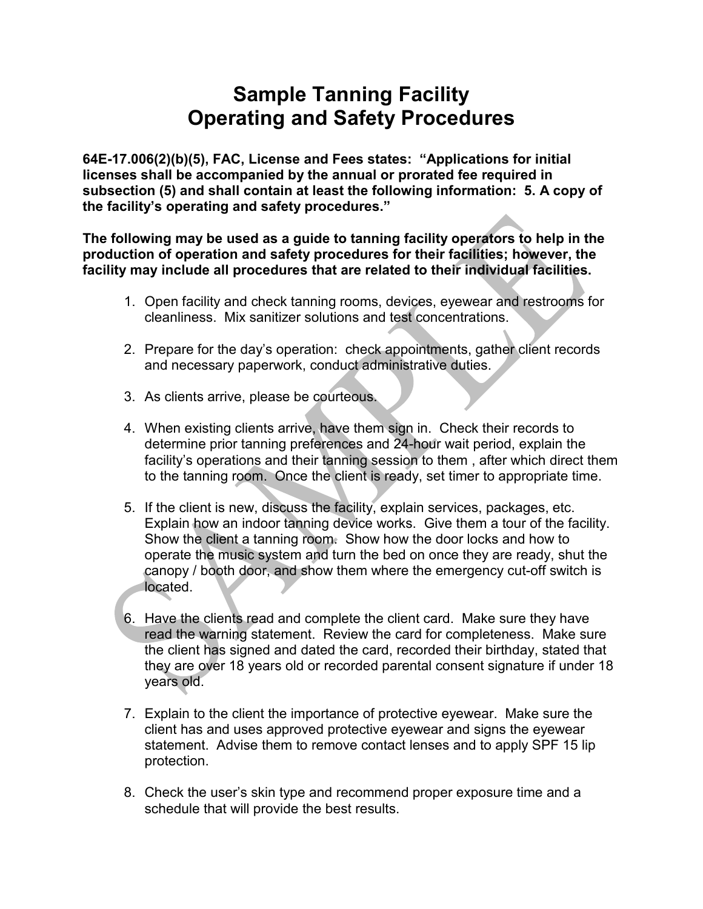# Sample Tanning Facility
# Operating and Safety Procedures

**64E-17.006(2)(b)(5), FAC, License and Fees states: "Applications for initial licenses shall be accompanied by the annual or prorated fee required in subsection (5) and shall contain at least the following information: 5. A copy of the facility's operating and safety procedures."**

**The following may be used as a guide to tanning facility operators to help in the production of operation and safety procedures for their facilities; however, the facility may include all procedures that are related to their individual facilities.**

1. Open facility and check tanning rooms, devices, eyewear and restrooms for cleanliness. Mix sanitizer solutions and test concentrations.

2. Prepare for the day's operation: check appointments, gather client records and necessary paperwork, conduct administrative duties.

3. As clients arrive, please be courteous.

4. When existing clients arrive, have them sign in. Check their records to determine prior tanning preferences and 24-hour wait period, explain the facility's operations and their tanning session to them , after which direct them to the tanning room. Once the client is ready, set timer to appropriate time.

5. If the client is new, discuss the facility, explain services, packages, etc. Explain how an indoor tanning device works. Give them a tour of the facility. Show the client a tanning room. Show how the door locks and how to operate the music system and turn the bed on once they are ready, shut the canopy / booth door, and show them where the emergency cut-off switch is located.

6. Have the clients read and complete the client card. Make sure they have read the warning statement. Review the card for completeness. Make sure the client has signed and dated the card, recorded their birthday, stated that they are over 18 years old or recorded parental consent signature if under 18 years old.

7. Explain to the client the importance of protective eyewear. Make sure the client has and uses approved protective eyewear and signs the eyewear statement. Advise them to remove contact lenses and to apply SPF 15 lip protection.

8. Check the user's skin type and recommend proper exposure time and a schedule that will provide the best results.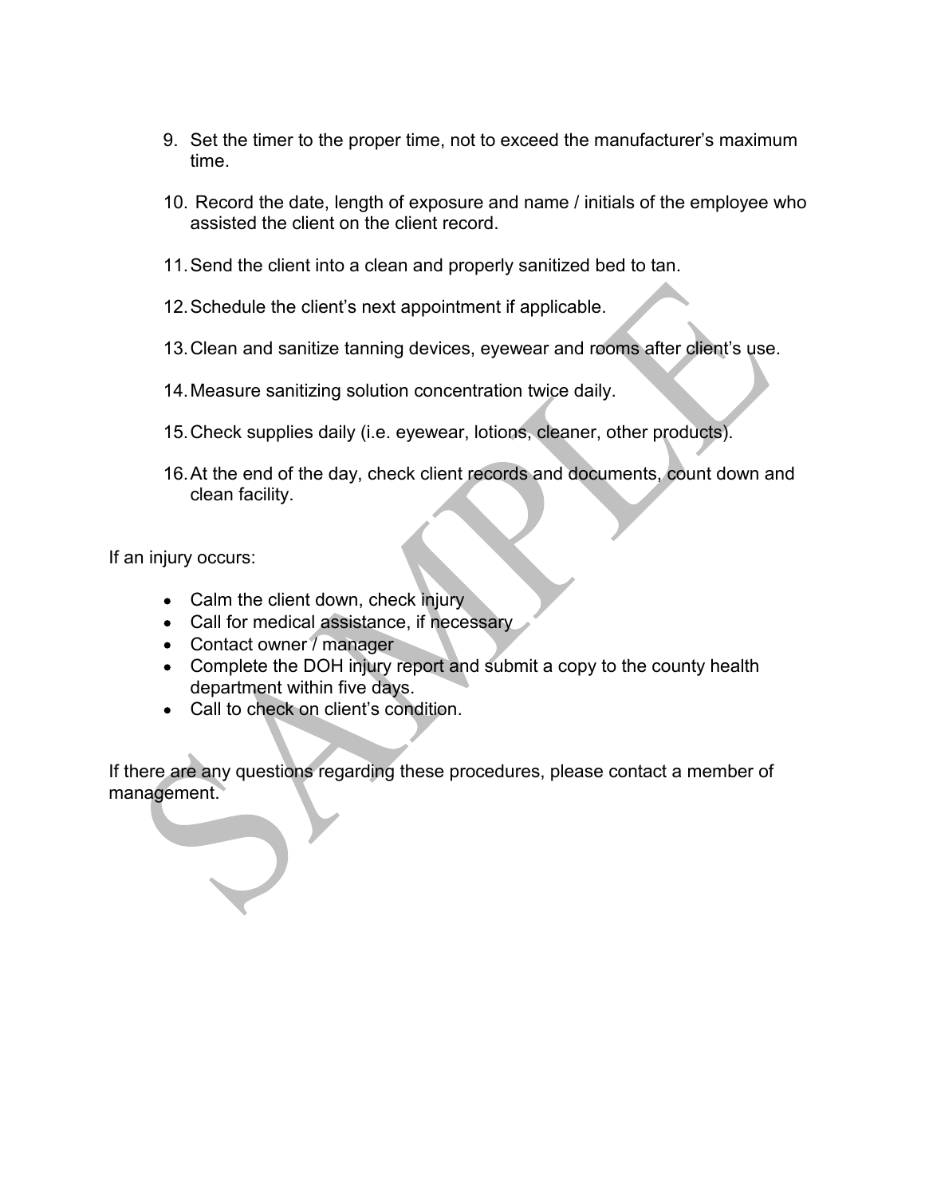9. Set the timer to the proper time, not to exceed the manufacturer's maximum time.

10. Record the date, length of exposure and name / initials of the employee who assisted the client on the client record.

11. Send the client into a clean and properly sanitized bed to tan.

12. Schedule the client's next appointment if applicable.

13. Clean and sanitize tanning devices, eyewear and rooms after client's use.

14. Measure sanitizing solution concentration twice daily.

15. Check supplies daily (i.e. eyewear, lotions, cleaner, other products).

16. At the end of the day, check client records and documents, count down and clean facility.

If an injury occurs:

- Calm the client down, check injury
- Call for medical assistance, if necessary
- Contact owner / manager
- Complete the DOH injury report and submit a copy to the county health department within five days.
- Call to check on client's condition.

If there are any questions regarding these procedures, please contact a member of management.